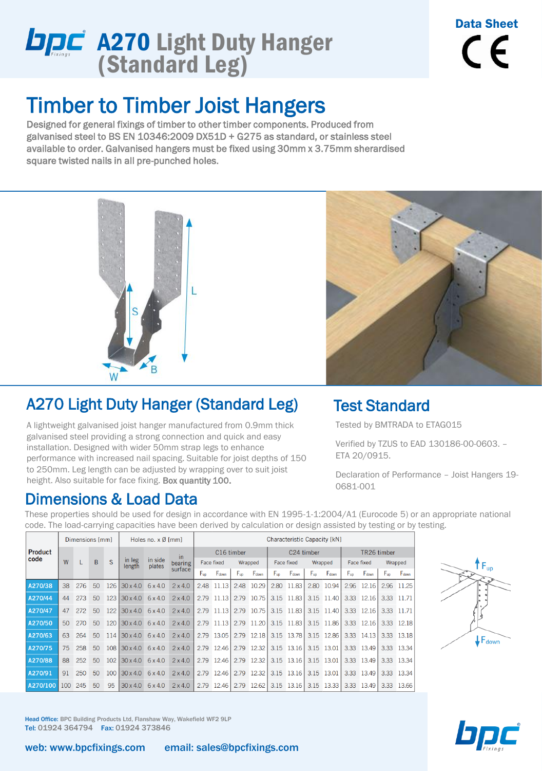# A270 Light Duty Hanger (Standard Leg)

Data Sheet

## Timber to Timber Joist Hangers

Designed for general fixings of timber to other timber components. Produced from galvanised steel to BS EN 10346:2009 DX51D + G275 as standard, or stainless steel available to order. Galvanised hangers must be fixed using 30mm x 3.75mm sherardised square twisted nails in all pre-punched holes.

## A270 Light Duty Hanger (Standard Leg)

A lightweight galvanised joist hanger manufactured from 0.9mm thick galvanised steel providing a strong connection and quick and easy installation. Designed with wider 50mm strap legs to enhance performance with increased nail spacing. Suitable for joist depths of 150 to 250mm. Leg length can be adjusted by wrapping over to suit joist height. Also suitable for face fixing. **Box quantity 100.**

## Test Standard

Tested by BMTRADA to ETAG015

Verified by TZUS to EAD 130186-00-0603. – ETA 20/0915.

Declaration of Performance – Joist Hangers 19-0681-001

## Dimensions & Load Data

These properties should be used for design in accordance with EN 1995-1-1:2004/A1 (Eurocode 5) or an appropriate national code. The load-carrying capacities have been derived by calculation or design assisted by testing or by testing.

| Product code | Dimensions [mm] | | | | Holes no. x Ø [mm] | | | Characteristic Capacity [kN] | | | | | | | | | | | |
|---|---|---|---|---|---|---|---|---|---|---|---|---|---|---|---|---|---|---|---|
| | | | | | | | | C16 timber | | | | C24 timber | | | | TR26 timber | | | |
| | | | | | | | | Face fixed | | Wrapped | | Face fixed | | Wrapped | | Face fixed | | Wrapped | |
| | W | L | B | S | in leg length | in side plates | in bearing surface | $F_{up}$ | $F_{down}$ | $F_{up}$ | $F_{down}$ | $F_{up}$ | $F_{down}$ | $F_{up}$ | $F_{down}$ | $F_{up}$ | $F_{down}$ | $F_{up}$ | $F_{down}$ |
| A270/38 | 38 | 276 | 50 | 126 | 30 x 4.0 | 6 x 4.0 | 2 x 4.0 | 2.48 | 11.13 | 2.48 | 10.29 | 2.80 | 11.83 | 2.80 | 10.94 | 2.96 | 12.16 | 2.96 | 11.25 |
| A270/44 | 44 | 273 | 50 | 123 | 30 x 4.0 | 6 x 4.0 | 2 x 4.0 | 2.79 | 11.13 | 2.79 | 10.75 | 3.15 | 11.83 | 3.15 | 11.40 | 3.33 | 12.16 | 3.33 | 11.71 |
| A270/47 | 47 | 272 | 50 | 122 | 30 x 4.0 | 6 x 4.0 | 2 x 4.0 | 2.79 | 11.13 | 2.79 | 10.75 | 3.15 | 11.83 | 3.15 | 11.40 | 3.33 | 12.16 | 3.33 | 11.71 |
| A270/50 | 50 | 270 | 50 | 120 | 30 x 4.0 | 6 x 4.0 | 2 x 4.0 | 2.79 | 11.13 | 2.79 | 11.20 | 3.15 | 11.83 | 3.15 | 11.86 | 3.33 | 12.16 | 3.33 | 12.18 |
| A270/63 | 63 | 264 | 50 | 114 | 30 x 4.0 | 6 x 4.0 | 2 x 4.0 | 2.79 | 13.05 | 2.79 | 12.18 | 3.15 | 13.78 | 3.15 | 12.86 | 3.33 | 14.13 | 3.33 | 13.18 |
| A270/75 | 75 | 258 | 50 | 108 | 30 x 4.0 | 6 x 4.0 | 2 x 4.0 | 2.79 | 12.46 | 2.79 | 12.32 | 3.15 | 13.16 | 3.15 | 13.01 | 3.33 | 13.49 | 3.33 | 13.34 |
| A270/88 | 88 | 252 | 50 | 102 | 30 x 4.0 | 6 x 4.0 | 2 x 4.0 | 2.79 | 12.46 | 2.79 | 12.32 | 3.15 | 13.16 | 3.15 | 13.01 | 3.33 | 13.49 | 3.33 | 13.34 |
| A270/91 | 91 | 250 | 50 | 100 | 30 x 4.0 | 6 x 4.0 | 2 x 4.0 | 2.79 | 12.46 | 2.79 | 12.32 | 3.15 | 13.16 | 3.15 | 13.01 | 3.33 | 13.49 | 3.33 | 13.34 |
| A270/100 | 100 | 245 | 50 | 95 | 30 x 4.0 | 6 x 4.0 | 2 x 4.0 | 2.79 | 12.46 | 2.79 | 12.62 | 3.15 | 13.16 | 3.15 | 13.33 | 3.33 | 13.49 | 3.33 | 13.66 |

**Head Office:** BPC Building Products Ltd, Flanshaw Way, Wakefield WF2 9LP
**Tel:** 01924 364794 **Fax:** 01924 373846

web: www.bpcfixings.com email: sales@bpcfixings.com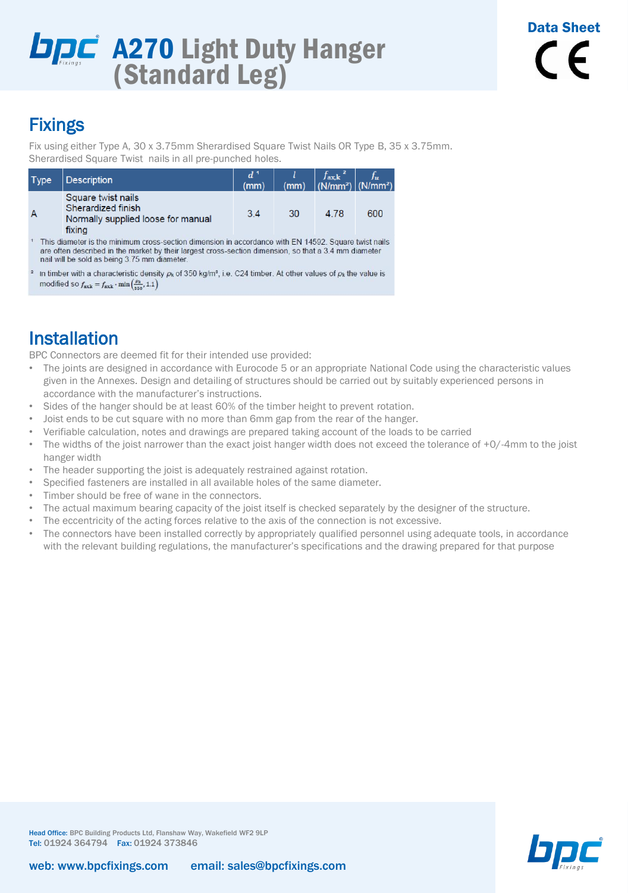# A270 Light Duty Hanger (Standard Leg)

Data Sheet

## Fixings

Fix using either Type A, 30 x 3.75mm Sherardised Square Twist Nails OR Type B, 35 x 3.75mm. Sherardised Square Twist nails in all pre-punched holes.

| Type | Description | $d$ [1] (mm) | $l$ (mm) | $f_{ax,k}$ [2] (N/mm²) | $f_u$ (N/mm²) |
|---|---|---|---|---|---|
| A | Square twist nails Sherardized finish Normally supplied loose for manual fixing | 3.4 | 30 | 4.78 | 600 |

[1] This diameter is the minimum cross-section dimension in accordance with EN 14592. Square twist nails are often described in the market by their largest cross-section dimension, so that a 3.4 mm diameter nail will be sold as being 3.75 mm diameter.

[2] In timber with a characteristic density $\rho_k$ of 350 kg/m³, i.e. C24 timber. At other values of $\rho_k$ the value is modified so $f_{axk} = f_{axk} \cdot \min\left(\frac{\rho_k}{350}, 1.1\right)$

## Installation

BPC Connectors are deemed fit for their intended use provided:

- The joints are designed in accordance with Eurocode 5 or an appropriate National Code using the characteristic values given in the Annexes. Design and detailing of structures should be carried out by suitably experienced persons in accordance with the manufacturer's instructions.
- Sides of the hanger should be at least 60% of the timber height to prevent rotation.
- Joist ends to be cut square with no more than 6mm gap from the rear of the hanger.
- Verifiable calculation, notes and drawings are prepared taking account of the loads to be carried
- The widths of the joist narrower than the exact joist hanger width does not exceed the tolerance of +0/-4mm to the joist hanger width
- The header supporting the joist is adequately restrained against rotation.
- Specified fasteners are installed in all available holes of the same diameter.
- Timber should be free of wane in the connectors.
- The actual maximum bearing capacity of the joist itself is checked separately by the designer of the structure.
- The eccentricity of the acting forces relative to the axis of the connection is not excessive.
- The connectors have been installed correctly by appropriately qualified personnel using adequate tools, in accordance with the relevant building regulations, the manufacturer's specifications and the drawing prepared for that purpose

**Head Office:** BPC Building Products Ltd, Flanshaw Way, Wakefield WF2 9LP
**Tel:** 01924 364794 **Fax:** 01924 373846

web: www.bpcfixings.com email: sales@bpcfixings.com